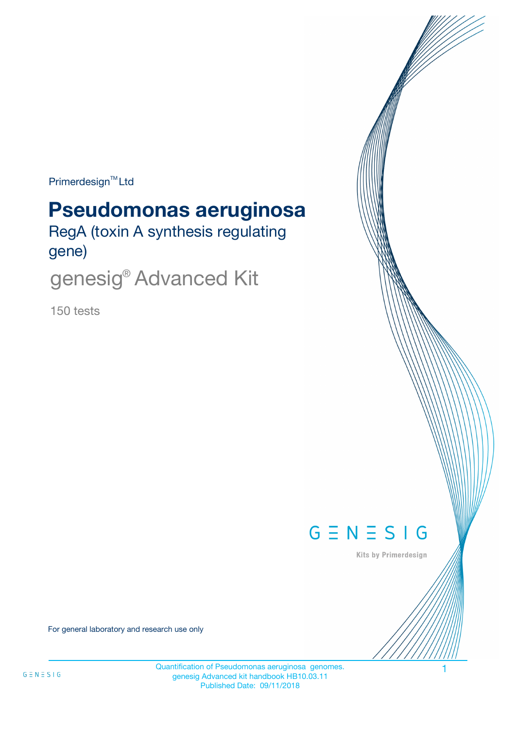Primerdesign™ Ltd

# Pseudomonas aeruginosa

RegA (toxin A synthesis regulating gene)

## genesig® Advanced Kit

150 tests

GENESIG

Kits by Primerdesign

For general laboratory and research use only

Quantification of Pseudomonas aeruginosa genomes.
genesig Advanced kit handbook HB10.03.11
Published Date: 09/11/2018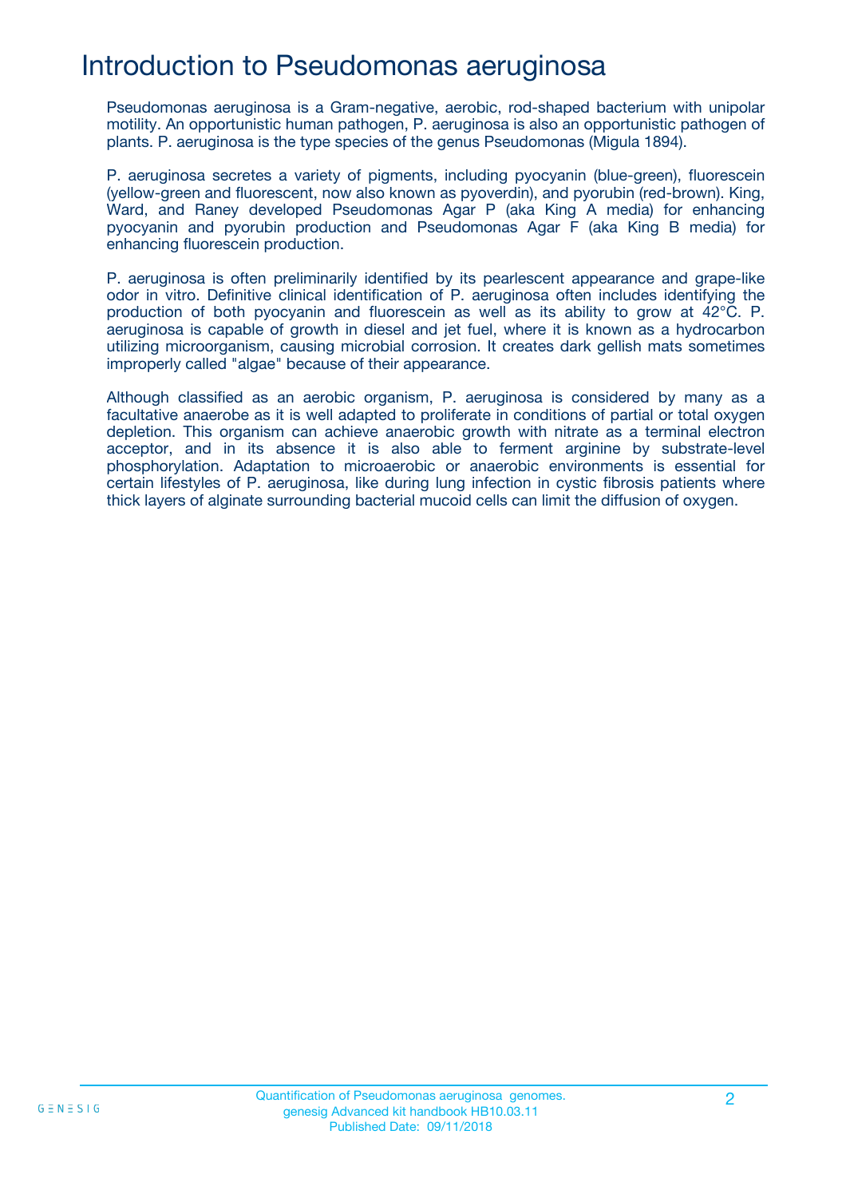# Introduction to Pseudomonas aeruginosa

Pseudomonas aeruginosa is a Gram-negative, aerobic, rod-shaped bacterium with unipolar motility. An opportunistic human pathogen, P. aeruginosa is also an opportunistic pathogen of plants. P. aeruginosa is the type species of the genus Pseudomonas (Migula 1894).

P. aeruginosa secretes a variety of pigments, including pyocyanin (blue-green), fluorescein (yellow-green and fluorescent, now also known as pyoverdin), and pyorubin (red-brown). King, Ward, and Raney developed Pseudomonas Agar P (aka King A media) for enhancing pyocyanin and pyorubin production and Pseudomonas Agar F (aka King B media) for enhancing fluorescein production.

P. aeruginosa is often preliminarily identified by its pearlescent appearance and grape-like odor in vitro. Definitive clinical identification of P. aeruginosa often includes identifying the production of both pyocyanin and fluorescein as well as its ability to grow at 42°C. P. aeruginosa is capable of growth in diesel and jet fuel, where it is known as a hydrocarbon utilizing microorganism, causing microbial corrosion. It creates dark gellish mats sometimes improperly called "algae" because of their appearance.

Although classified as an aerobic organism, P. aeruginosa is considered by many as a facultative anaerobe as it is well adapted to proliferate in conditions of partial or total oxygen depletion. This organism can achieve anaerobic growth with nitrate as a terminal electron acceptor, and in its absence it is also able to ferment arginine by substrate-level phosphorylation. Adaptation to microaerobic or anaerobic environments is essential for certain lifestyles of P. aeruginosa, like during lung infection in cystic fibrosis patients where thick layers of alginate surrounding bacterial mucoid cells can limit the diffusion of oxygen.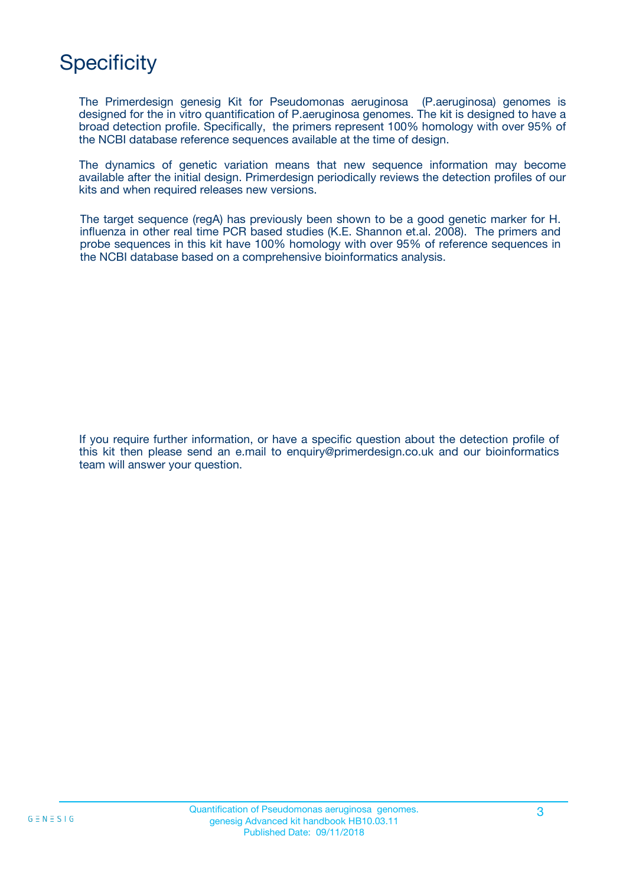# Specificity

The Primerdesign genesig Kit for Pseudomonas aeruginosa (P.aeruginosa) genomes is designed for the in vitro quantification of P.aeruginosa genomes. The kit is designed to have a broad detection profile. Specifically, the primers represent 100% homology with over 95% of the NCBI database reference sequences available at the time of design.

The dynamics of genetic variation means that new sequence information may become available after the initial design. Primerdesign periodically reviews the detection profiles of our kits and when required releases new versions.

The target sequence (regA) has previously been shown to be a good genetic marker for H. influenza in other real time PCR based studies (K.E. Shannon et.al. 2008). The primers and probe sequences in this kit have 100% homology with over 95% of reference sequences in the NCBI database based on a comprehensive bioinformatics analysis.

If you require further information, or have a specific question about the detection profile of this kit then please send an e.mail to enquiry@primerdesign.co.uk and our bioinformatics team will answer your question.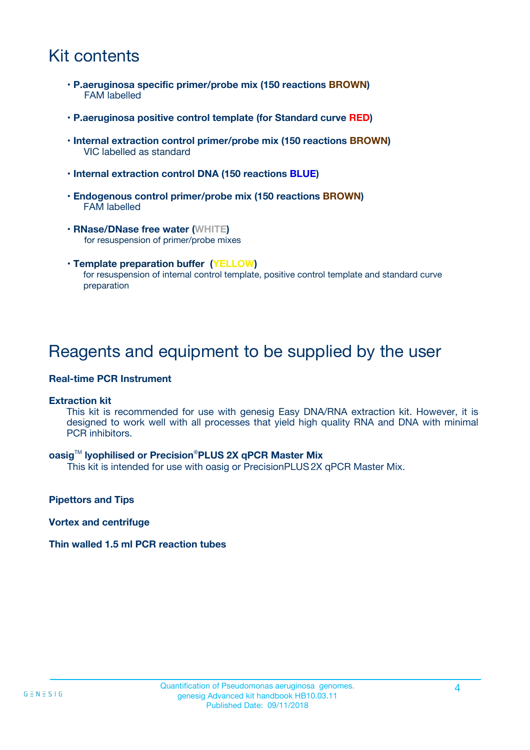# Kit contents

- **P.aeruginosa specific primer/probe mix (150 reactions BROWN)**
  FAM labelled
- **P.aeruginosa positive control template (for Standard curve RED)**
- **Internal extraction control primer/probe mix (150 reactions BROWN)**
  VIC labelled as standard
- **Internal extraction control DNA (150 reactions BLUE)**
- **Endogenous control primer/probe mix (150 reactions BROWN)**
  FAM labelled
- **RNase/DNase free water (WHITE)**
  for resuspension of primer/probe mixes
- **Template preparation buffer (YELLOW)**
  for resuspension of internal control template, positive control template and standard curve preparation

# Reagents and equipment to be supplied by the user

**Real-time PCR Instrument**

**Extraction kit**

This kit is recommended for use with genesig Easy DNA/RNA extraction kit. However, it is designed to work well with all processes that yield high quality RNA and DNA with minimal PCR inhibitors.

**oasig™ lyophilised or Precision®PLUS 2X qPCR Master Mix**

This kit is intended for use with oasig or PrecisionPLUS 2X qPCR Master Mix.

**Pipettors and Tips**

**Vortex and centrifuge**

**Thin walled 1.5 ml PCR reaction tubes**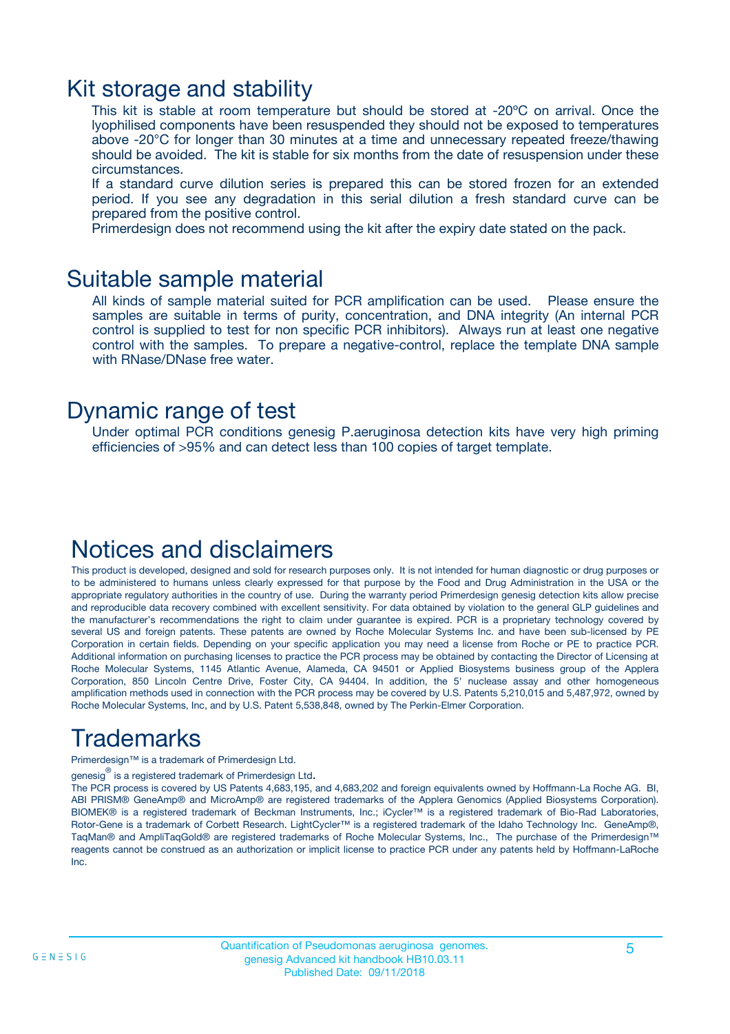# Kit storage and stability

This kit is stable at room temperature but should be stored at -20ºC on arrival. Once the lyophilised components have been resuspended they should not be exposed to temperatures above -20°C for longer than 30 minutes at a time and unnecessary repeated freeze/thawing should be avoided. The kit is stable for six months from the date of resuspension under these circumstances.

If a standard curve dilution series is prepared this can be stored frozen for an extended period. If you see any degradation in this serial dilution a fresh standard curve can be prepared from the positive control.

Primerdesign does not recommend using the kit after the expiry date stated on the pack.

# Suitable sample material

All kinds of sample material suited for PCR amplification can be used. Please ensure the samples are suitable in terms of purity, concentration, and DNA integrity (An internal PCR control is supplied to test for non specific PCR inhibitors). Always run at least one negative control with the samples. To prepare a negative-control, replace the template DNA sample with RNase/DNase free water.

# Dynamic range of test

Under optimal PCR conditions genesig P.aeruginosa detection kits have very high priming efficiencies of >95% and can detect less than 100 copies of target template.

# Notices and disclaimers

This product is developed, designed and sold for research purposes only. It is not intended for human diagnostic or drug purposes or to be administered to humans unless clearly expressed for that purpose by the Food and Drug Administration in the USA or the appropriate regulatory authorities in the country of use. During the warranty period Primerdesign genesig detection kits allow precise and reproducible data recovery combined with excellent sensitivity. For data obtained by violation to the general GLP guidelines and the manufacturer's recommendations the right to claim under guarantee is expired. PCR is a proprietary technology covered by several US and foreign patents. These patents are owned by Roche Molecular Systems Inc. and have been sub-licensed by PE Corporation in certain fields. Depending on your specific application you may need a license from Roche or PE to practice PCR. Additional information on purchasing licenses to practice the PCR process may be obtained by contacting the Director of Licensing at Roche Molecular Systems, 1145 Atlantic Avenue, Alameda, CA 94501 or Applied Biosystems business group of the Applera Corporation, 850 Lincoln Centre Drive, Foster City, CA 94404. In addition, the 5' nuclease assay and other homogeneous amplification methods used in connection with the PCR process may be covered by U.S. Patents 5,210,015 and 5,487,972, owned by Roche Molecular Systems, Inc, and by U.S. Patent 5,538,848, owned by The Perkin-Elmer Corporation.

# Trademarks

Primerdesign™ is a trademark of Primerdesign Ltd.

genesig® is a registered trademark of Primerdesign Ltd.

The PCR process is covered by US Patents 4,683,195, and 4,683,202 and foreign equivalents owned by Hoffmann-La Roche AG. BI, ABI PRISM® GeneAmp® and MicroAmp® are registered trademarks of the Applera Genomics (Applied Biosystems Corporation). BIOMEK® is a registered trademark of Beckman Instruments, Inc.; iCycler™ is a registered trademark of Bio-Rad Laboratories, Rotor-Gene is a trademark of Corbett Research. LightCycler™ is a registered trademark of the Idaho Technology Inc. GeneAmp®, TaqMan® and AmpliTaqGold® are registered trademarks of Roche Molecular Systems, Inc., The purchase of the Primerdesign™ reagents cannot be construed as an authorization or implicit license to practice PCR under any patents held by Hoffmann-LaRoche Inc.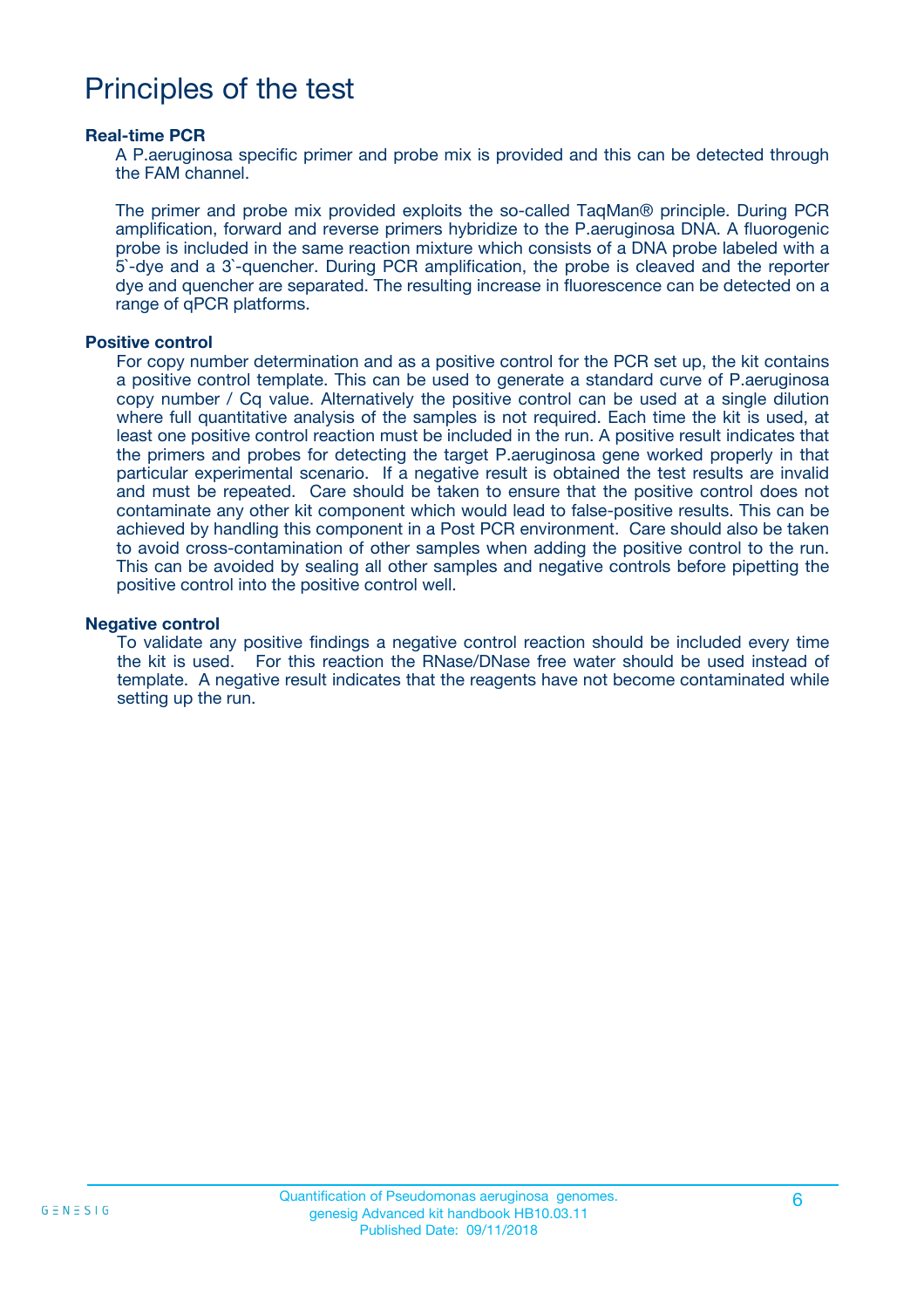# Principles of the test

### Real-time PCR

A P.aeruginosa specific primer and probe mix is provided and this can be detected through the FAM channel.

The primer and probe mix provided exploits the so-called TaqMan® principle. During PCR amplification, forward and reverse primers hybridize to the P.aeruginosa DNA. A fluorogenic probe is included in the same reaction mixture which consists of a DNA probe labeled with a 5`-dye and a 3`-quencher. During PCR amplification, the probe is cleaved and the reporter dye and quencher are separated. The resulting increase in fluorescence can be detected on a range of qPCR platforms.

### Positive control

For copy number determination and as a positive control for the PCR set up, the kit contains a positive control template. This can be used to generate a standard curve of P.aeruginosa copy number / Cq value. Alternatively the positive control can be used at a single dilution where full quantitative analysis of the samples is not required. Each time the kit is used, at least one positive control reaction must be included in the run. A positive result indicates that the primers and probes for detecting the target P.aeruginosa gene worked properly in that particular experimental scenario. If a negative result is obtained the test results are invalid and must be repeated. Care should be taken to ensure that the positive control does not contaminate any other kit component which would lead to false-positive results. This can be achieved by handling this component in a Post PCR environment. Care should also be taken to avoid cross-contamination of other samples when adding the positive control to the run. This can be avoided by sealing all other samples and negative controls before pipetting the positive control into the positive control well.

### Negative control

To validate any positive findings a negative control reaction should be included every time the kit is used. For this reaction the RNase/DNase free water should be used instead of template. A negative result indicates that the reagents have not become contaminated while setting up the run.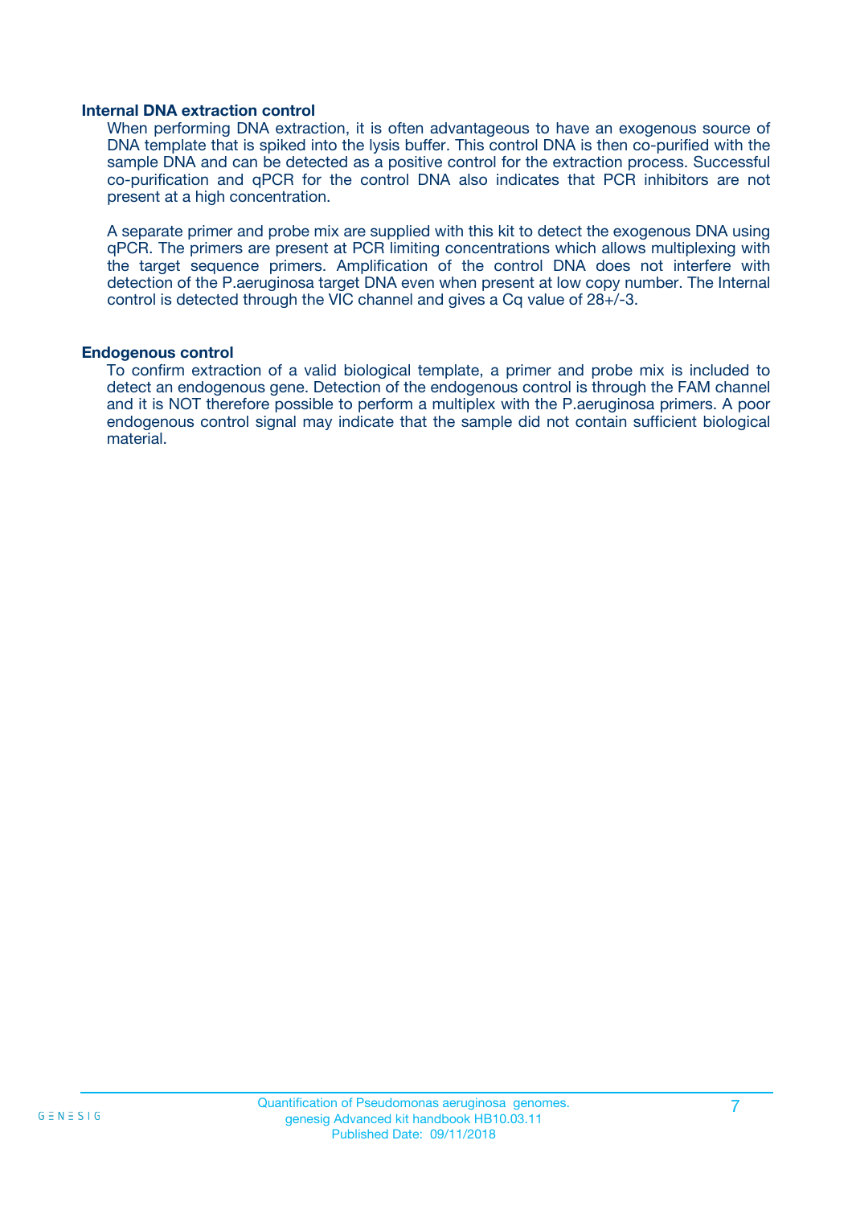### Internal DNA extraction control

When performing DNA extraction, it is often advantageous to have an exogenous source of DNA template that is spiked into the lysis buffer. This control DNA is then co-purified with the sample DNA and can be detected as a positive control for the extraction process. Successful co-purification and qPCR for the control DNA also indicates that PCR inhibitors are not present at a high concentration.

A separate primer and probe mix are supplied with this kit to detect the exogenous DNA using qPCR. The primers are present at PCR limiting concentrations which allows multiplexing with the target sequence primers. Amplification of the control DNA does not interfere with detection of the P.aeruginosa target DNA even when present at low copy number. The Internal control is detected through the VIC channel and gives a Cq value of 28+/-3.

### Endogenous control

To confirm extraction of a valid biological template, a primer and probe mix is included to detect an endogenous gene. Detection of the endogenous control is through the FAM channel and it is NOT therefore possible to perform a multiplex with the P.aeruginosa primers. A poor endogenous control signal may indicate that the sample did not contain sufficient biological material.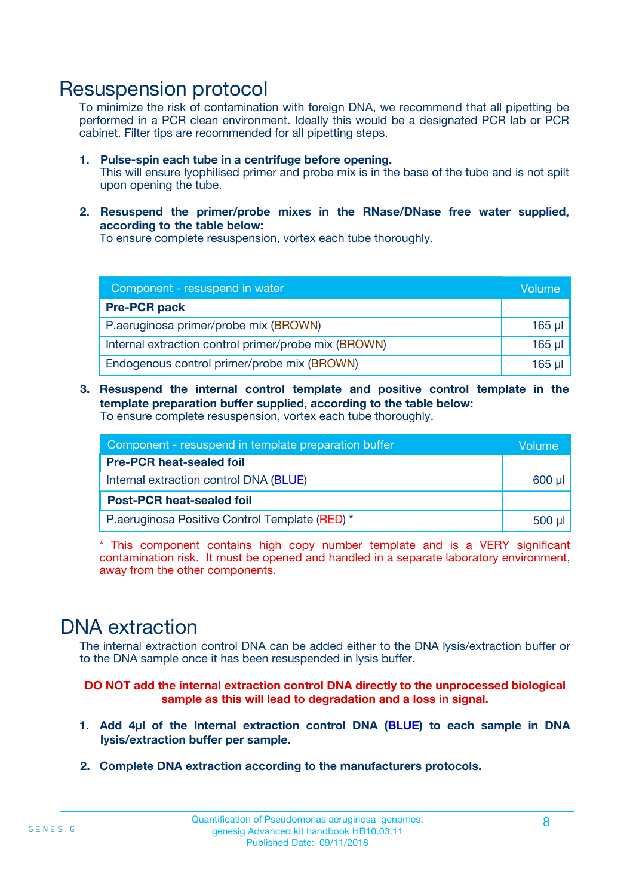# Resuspension protocol

To minimize the risk of contamination with foreign DNA, we recommend that all pipetting be performed in a PCR clean environment. Ideally this would be a designated PCR lab or PCR cabinet. Filter tips are recommended for all pipetting steps.

1. **Pulse-spin each tube in a centrifuge before opening.**
   This will ensure lyophilised primer and probe mix is in the base of the tube and is not spilt upon opening the tube.

2. **Resuspend the primer/probe mixes in the RNase/DNase free water supplied, according to the table below:**
   To ensure complete resuspension, vortex each tube thoroughly.

| Component - resuspend in water | Volume |
|---|---|
| **Pre-PCR pack** | |
| P.aeruginosa primer/probe mix (BROWN) | 165 µl |
| Internal extraction control primer/probe mix (BROWN) | 165 µl |
| Endogenous control primer/probe mix (BROWN) | 165 µl |

3. **Resuspend the internal control template and positive control template in the template preparation buffer supplied, according to the table below:**
   To ensure complete resuspension, vortex each tube thoroughly.

| Component - resuspend in template preparation buffer | Volume |
|---|---|
| **Pre-PCR heat-sealed foil** | |
| Internal extraction control DNA (BLUE) | 600 µl |
| **Post-PCR heat-sealed foil** | |
| P.aeruginosa Positive Control Template (RED) * | 500 µl |

* This component contains high copy number template and is a VERY significant contamination risk. It must be opened and handled in a separate laboratory environment, away from the other components.

# DNA extraction

The internal extraction control DNA can be added either to the DNA lysis/extraction buffer or to the DNA sample once it has been resuspended in lysis buffer.

**DO NOT add the internal extraction control DNA directly to the unprocessed biological sample as this will lead to degradation and a loss in signal.**

1. **Add 4µl of the Internal extraction control DNA (BLUE) to each sample in DNA lysis/extraction buffer per sample.**

2. **Complete DNA extraction according to the manufacturers protocols.**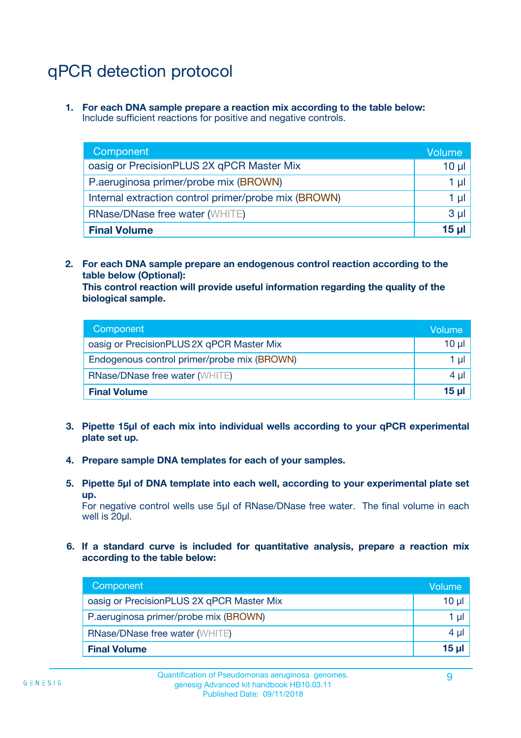# qPCR detection protocol

1. **For each DNA sample prepare a reaction mix according to the table below:**
   Include sufficient reactions for positive and negative controls.

| Component | Volume |
|---|---|
| oasig or PrecisionPLUS 2X qPCR Master Mix | 10 µl |
| P.aeruginosa primer/probe mix (BROWN) | 1 µl |
| Internal extraction control primer/probe mix (BROWN) | 1 µl |
| RNase/DNase free water (WHITE) | 3 µl |
| **Final Volume** | **15 µl** |

2. **For each DNA sample prepare an endogenous control reaction according to the table below (Optional):**
   **This control reaction will provide useful information regarding the quality of the biological sample.**

| Component | Volume |
|---|---|
| oasig or PrecisionPLUS 2X qPCR Master Mix | 10 µl |
| Endogenous control primer/probe mix (BROWN) | 1 µl |
| RNase/DNase free water (WHITE) | 4 µl |
| **Final Volume** | **15 µl** |

3. **Pipette 15µl of each mix into individual wells according to your qPCR experimental plate set up.**

4. **Prepare sample DNA templates for each of your samples.**

5. **Pipette 5µl of DNA template into each well, according to your experimental plate set up.**
   For negative control wells use 5µl of RNase/DNase free water. The final volume in each well is 20µl.

6. **If a standard curve is included for quantitative analysis, prepare a reaction mix according to the table below:**

| Component | Volume |
|---|---|
| oasig or PrecisionPLUS 2X qPCR Master Mix | 10 µl |
| P.aeruginosa primer/probe mix (BROWN) | 1 µl |
| RNase/DNase free water (WHITE) | 4 µl |
| **Final Volume** | **15 µl** |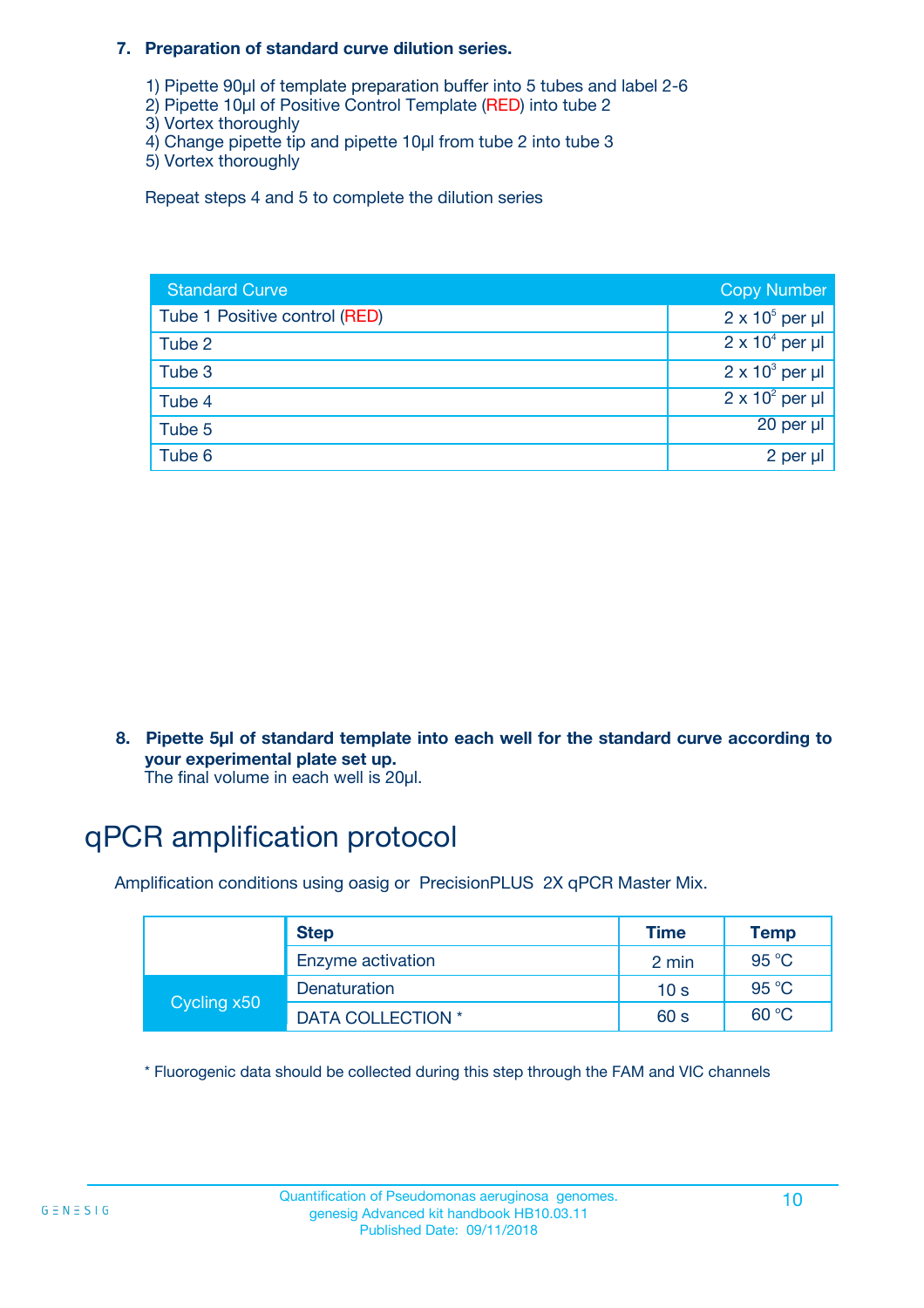7. **Preparation of standard curve dilution series.**

   1) Pipette 90µl of template preparation buffer into 5 tubes and label 2-6
   2) Pipette 10µl of Positive Control Template (RED) into tube 2
   3) Vortex thoroughly
   4) Change pipette tip and pipette 10µl from tube 2 into tube 3
   5) Vortex thoroughly

   Repeat steps 4 and 5 to complete the dilution series

| Standard Curve | Copy Number |
|---|---|
| Tube 1 Positive control (RED) | $2 \times 10^5$ per µl |
| Tube 2 | $2 \times 10^4$ per µl |
| Tube 3 | $2 \times 10^3$ per µl |
| Tube 4 | $2 \times 10^2$ per µl |
| Tube 5 | 20 per µl |
| Tube 6 | 2 per µl |

8. **Pipette 5µl of standard template into each well for the standard curve according to your experimental plate set up.**
   The final volume in each well is 20µl.

# qPCR amplification protocol

Amplification conditions using oasig or PrecisionPLUS 2X qPCR Master Mix.

| | Step | Time | Temp |
|---|---|---|---|
| | Enzyme activation | 2 min | 95 °C |
| Cycling x50 | Denaturation | 10 s | 95 °C |
| | DATA COLLECTION * | 60 s | 60 °C |

* Fluorogenic data should be collected during this step through the FAM and VIC channels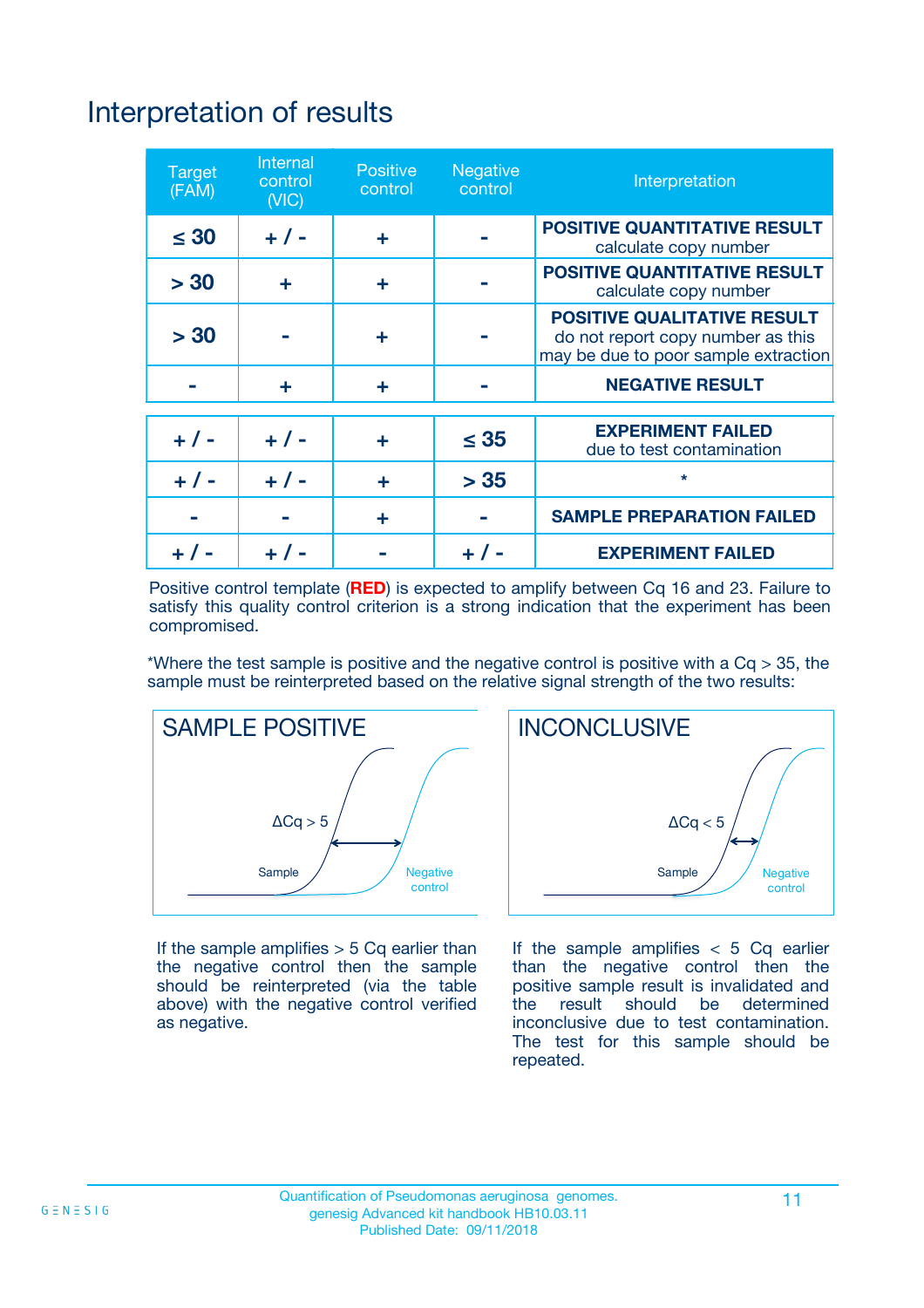# Interpretation of results

| Target (FAM) | Internal control (VIC) | Positive control | Negative control | Interpretation |
|---|---|---|---|---|
| ≤ 30 | + / - | + | - | **POSITIVE QUANTITATIVE RESULT** calculate copy number |
| > 30 | + | + | - | **POSITIVE QUANTITATIVE RESULT** calculate copy number |
| > 30 | - | + | - | **POSITIVE QUALITATIVE RESULT** do not report copy number as this may be due to poor sample extraction |
| - | + | + | - | **NEGATIVE RESULT** |
| + / - | + / - | + | ≤ 35 | **EXPERIMENT FAILED** due to test contamination |
| + / - | + / - | + | > 35 | * |
| - | - | + | - | **SAMPLE PREPARATION FAILED** |
| + / - | + / - | - | + / - | **EXPERIMENT FAILED** |

Positive control template (**RED**) is expected to amplify between Cq 16 and 23. Failure to satisfy this quality control criterion is a strong indication that the experiment has been compromised.

*Where the test sample is positive and the negative control is positive with a Cq > 35, the sample must be reinterpreted based on the relative signal strength of the two results:

**SAMPLE POSITIVE**

ΔCq > 5

Sample

Negative control

If the sample amplifies > 5 Cq earlier than the negative control then the sample should be reinterpreted (via the table above) with the negative control verified as negative.

**INCONCLUSIVE**

ΔCq < 5

Sample

Negative control

If the sample amplifies < 5 Cq earlier than the negative control then the positive sample result is invalidated and the result should be determined inconclusive due to test contamination. The test for this sample should be repeated.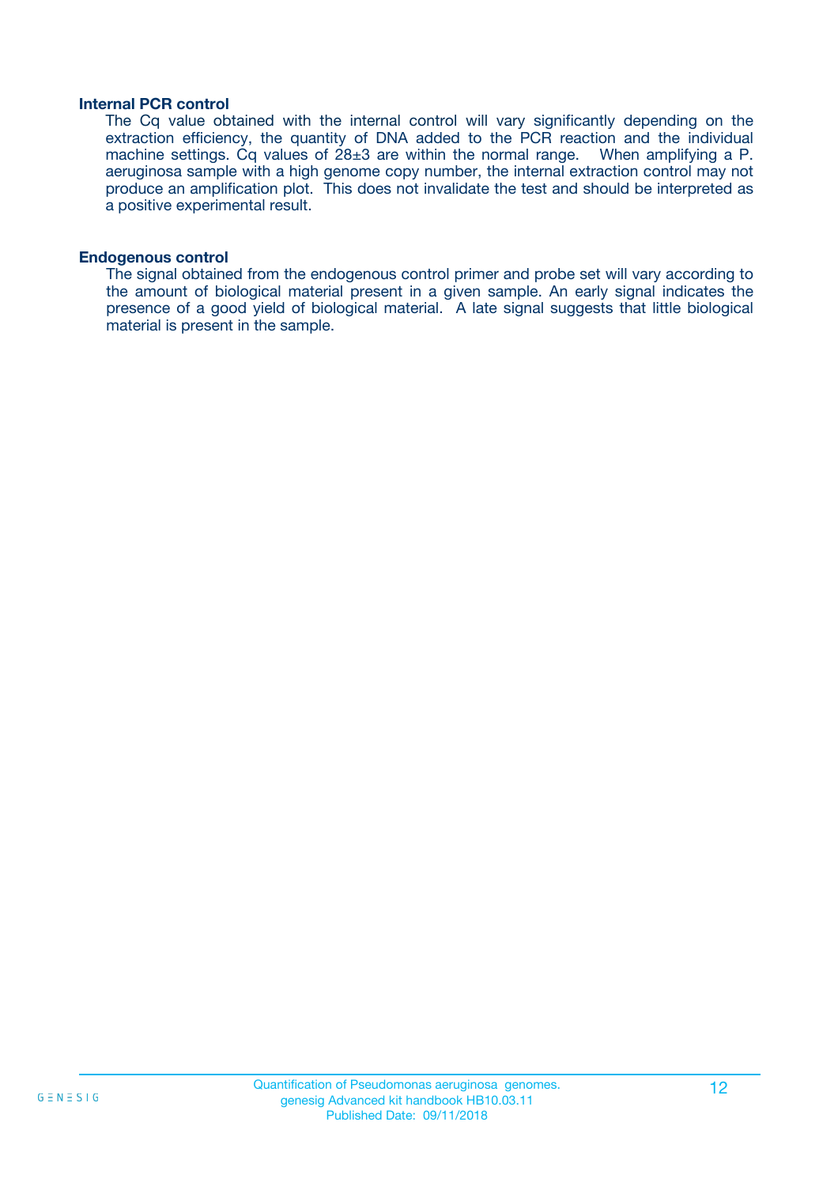### Internal PCR control

The Cq value obtained with the internal control will vary significantly depending on the extraction efficiency, the quantity of DNA added to the PCR reaction and the individual machine settings. Cq values of 28±3 are within the normal range. When amplifying a P. aeruginosa sample with a high genome copy number, the internal extraction control may not produce an amplification plot. This does not invalidate the test and should be interpreted as a positive experimental result.

### Endogenous control

The signal obtained from the endogenous control primer and probe set will vary according to the amount of biological material present in a given sample. An early signal indicates the presence of a good yield of biological material. A late signal suggests that little biological material is present in the sample.